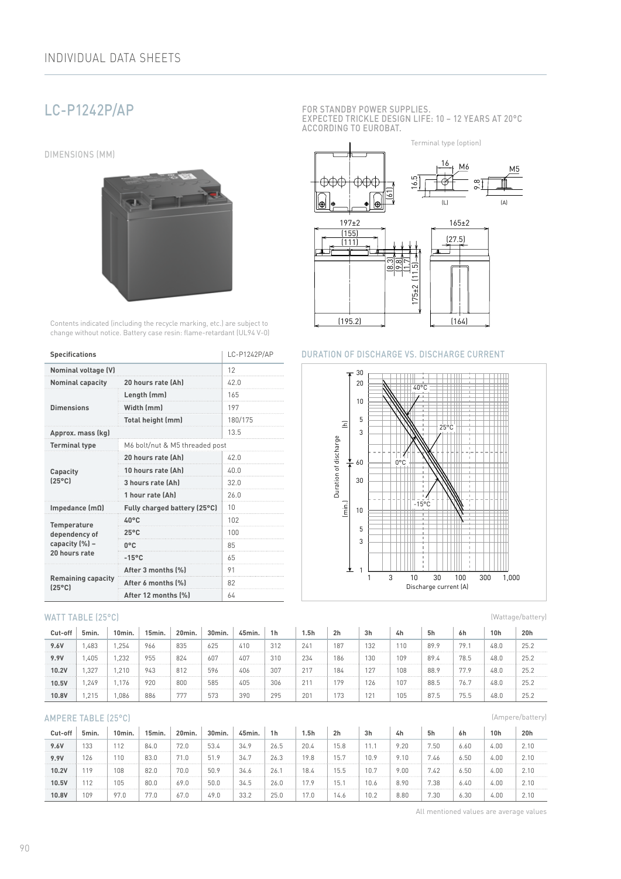# LC-P1242P/AP

FOR STANDBY POWER SUPPLIES.
EXPECTED TRICKLE DESIGN LIFE: 10 – 12 YEARS AT 20°C ACCORDING TO EUROBAT.

## DIMENSIONS (MM)

Terminal type (option)

Contents indicated (including the recycle marking, etc.) are subject to change without notice. Battery case resin: flame-retardant (UL94 V-0)

| Specifications | | LC-P1242P/AP |
|---|---|---|
| **Nominal voltage (V)** | | 12 |
| **Nominal capacity** | **20 hours rate (Ah)** | 42.0 |
| **Dimensions** | **Length (mm)** | 165 |
| | **Width (mm)** | 197 |
| | **Total height (mm)** | 180/175 |
| **Approx. mass (kg)** | | 13.5 |
| **Terminal type** | M6 bolt/nut & M5 threaded post | |
| **Capacity (25°C)** | **20 hours rate (Ah)** | 42.0 |
| | **10 hours rate (Ah)** | 40.0 |
| | **3 hours rate (Ah)** | 32.0 |
| | **1 hour rate (Ah)** | 26.0 |
| **Impedance (mΩ)** | **Fully charged battery (25°C)** | 10 |
| **Temperature dependency of capacity (%) – 20 hours rate** | **40°C** | 102 |
| | **25°C** | 100 |
| | **0°C** | 85 |
| | **-15°C** | 65 |
| **Remaining capacity (25°C)** | **After 3 months (%)** | 91 |
| | **After 6 months (%)** | 82 |
| | **After 12 months (%)** | 64 |

## DURATION OF DISCHARGE VS. DISCHARGE CURRENT

## WATT TABLE (25°C)

(Wattage/battery)

| Cut-off | 5min. | 10min. | 15min. | 20min. | 30min. | 45min. | 1h | 1.5h | 2h | 3h | 4h | 5h | 6h | 10h | 20h |
|---|---|---|---|---|---|---|---|---|---|---|---|---|---|---|---|
| **9.6V** | 1,483 | 1,254 | 966 | 835 | 625 | 410 | 312 | 241 | 187 | 132 | 110 | 89.9 | 79.1 | 48.0 | 25.2 |
| **9.9V** | 1,405 | 1,232 | 955 | 824 | 607 | 407 | 310 | 234 | 186 | 130 | 109 | 89.4 | 78.5 | 48.0 | 25.2 |
| **10.2V** | 1,327 | 1,210 | 943 | 812 | 596 | 406 | 307 | 217 | 184 | 127 | 108 | 88.9 | 77.9 | 48.0 | 25.2 |
| **10.5V** | 1,249 | 1,176 | 920 | 800 | 585 | 405 | 306 | 211 | 179 | 126 | 107 | 88.5 | 76.7 | 48.0 | 25.2 |
| **10.8V** | 1,215 | 1,086 | 886 | 777 | 573 | 390 | 295 | 201 | 173 | 121 | 105 | 87.5 | 75.5 | 48.0 | 25.2 |

## AMPERE TABLE (25°C)

(Ampere/battery)

| Cut-off | 5min. | 10min. | 15min. | 20min. | 30min. | 45min. | 1h | 1.5h | 2h | 3h | 4h | 5h | 6h | 10h | 20h |
|---|---|---|---|---|---|---|---|---|---|---|---|---|---|---|---|
| **9.6V** | 133 | 112 | 84.0 | 72.0 | 53.4 | 34.9 | 26.5 | 20.4 | 15.8 | 11.1 | 9.20 | 7.50 | 6.60 | 4.00 | 2.10 |
| **9.9V** | 126 | 110 | 83.0 | 71.0 | 51.9 | 34.7 | 26.3 | 19.8 | 15.7 | 10.9 | 9.10 | 7.46 | 6.50 | 4.00 | 2.10 |
| **10.2V** | 119 | 108 | 82.0 | 70.0 | 50.9 | 34.6 | 26.1 | 18.4 | 15.5 | 10.7 | 9.00 | 7.42 | 6.50 | 4.00 | 2.10 |
| **10.5V** | 112 | 105 | 80.0 | 69.0 | 50.0 | 34.5 | 26.0 | 17.9 | 15.1 | 10.6 | 8.90 | 7.38 | 6.40 | 4.00 | 2.10 |
| **10.8V** | 109 | 97.0 | 77.0 | 67.0 | 49.0 | 33.2 | 25.0 | 17.0 | 14.6 | 10.2 | 8.80 | 7.30 | 6.30 | 4.00 | 2.10 |

All mentioned values are average values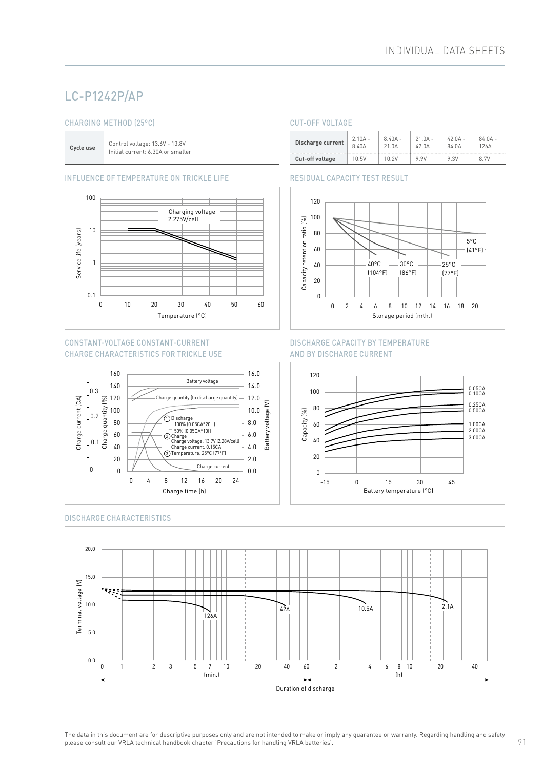# LC-P1242P/AP

## CHARGING METHOD (25°C)

| | |
|---|---|
| **Cycle use** | Control voltage: 13.6V - 13.8V<br>Initial current: 6.30A or smaller |

## CUT-OFF VOLTAGE

| Discharge current | 2.10A - 8.40A | 8.40A - 21.0A | 21.0A - 42.0A | 42.0A - 84.0A | 84.0A - 126A |
|---|---|---|---|---|---|
| **Cut-off voltage** | 10.5V | 10.2V | 9.9V | 9.3V | 8.7V |

## INFLUENCE OF TEMPERATURE ON TRICKLE LIFE

Service life (years)

100

10

1

0.1

Charging voltage 2.275V/cell

0 10 20 30 40 50 60

Temperature (°C)

## RESIDUAL CAPACITY TEST RESULT

Capacity retention ratio (%)

120 100 80 60 40 20 0

40°C (104°F)

30°C (86°F)

25°C (77°F)

5°C (41°F)

0 2 4 6 8 10 12 14 16 18 20

Storage period (mth.)

## CONSTANT-VOLTAGE CONSTANT-CURRENT CHARGE CHARACTERISTICS FOR TRICKLE USE

Charge current (CA): 0.3 0.2 0.1 0

Charge quantity (%): 160 140 120 100 80 60 40 20 0

Battery voltage (V): 16.0 14.0 12.0 10.0 8.0 6.0 4.0 2.0 0.0

Battery voltage

Charge quantity (to discharge quantity)

① Discharge
= 100% (0.05CA*20H)
= 50% (0.05CA*10H)
② Charge
Charge voltage: 13.7V (2.28V/cell)
Charge current: 0.15CA
③ Temperature: 25°C (77°F)

Charge current

0 4 8 12 16 20 24

Charge time (h)

## DISCHARGE CAPACITY BY TEMPERATURE AND BY DISCHARGE CURRENT

Capacity (%)

120 100 80 60 40 20 0

0.05CA
0.10CA
0.25CA
0.50CA
1.00CA
2.00CA
3.00CA

-15 0 15 30 45

Battery temperature (°C)

## DISCHARGE CHARACTERISTICS

Terminal voltage (V)

20.0 15.0 10.0 5.0 0.0

126A

42A

10.5A

2.1A

0 1 2 3 5 7 10 20 40 60 (min.)

2 4 6 8 10 20 40 (h)

Duration of discharge

The data in this document are for descriptive purposes only and are not intended to make or imply any guarantee or warranty. Regarding handling and safety please consult our VRLA technical handbook chapter 'Precautions for handling VRLA batteries'.